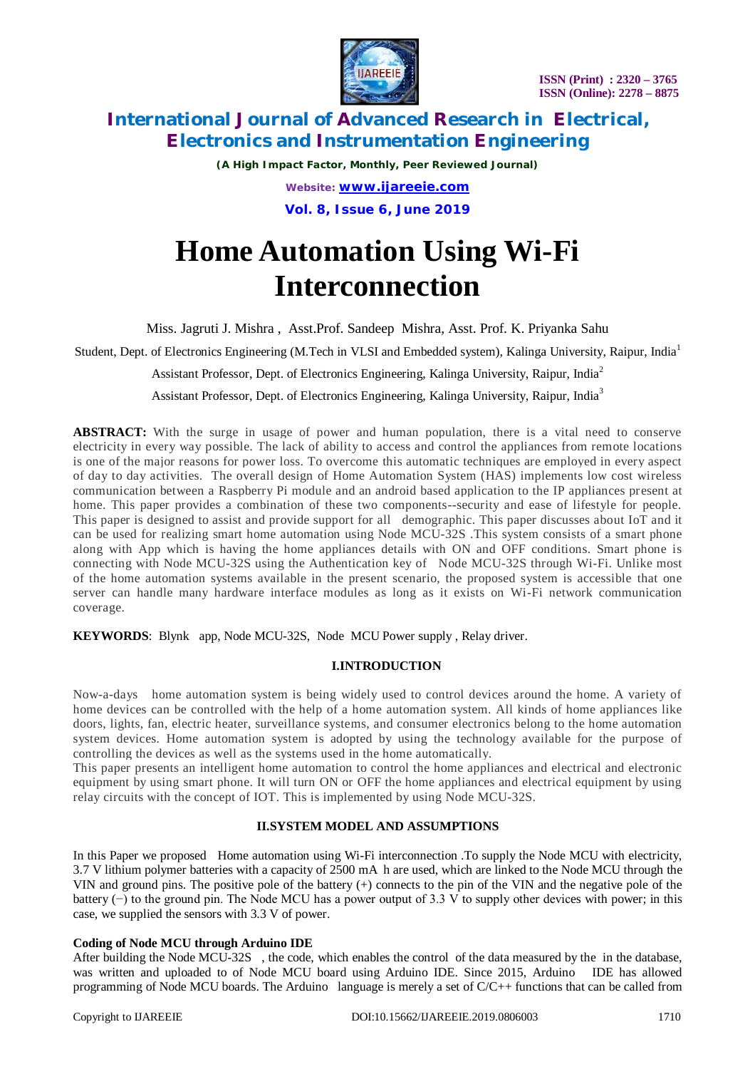# Home Automation Using Wi-Fi Interconnection

Miss. Jagruti J. Mishra , Asst.Prof. Sandeep Mishra, Asst. Prof. K. Priyanka Sahu

Student, Dept. of Electronics Engineering (M.Tech in VLSI and Embedded system), Kalinga University, Raipur, India[1]

Assistant Professor, Dept. of Electronics Engineering, Kalinga University, Raipur, India[2]

Assistant Professor, Dept. of Electronics Engineering, Kalinga University, Raipur, India[3]

**ABSTRACT:** With the surge in usage of power and human population, there is a vital need to conserve electricity in every way possible. The lack of ability to access and control the appliances from remote locations is one of the major reasons for power loss. To overcome this automatic techniques are employed in every aspect of day to day activities. The overall design of Home Automation System (HAS) implements low cost wireless communication between a Raspberry Pi module and an android based application to the IP appliances present at home. This paper provides a combination of these two components--security and ease of lifestyle for people. This paper is designed to assist and provide support for all demographic. This paper discusses about IoT and it can be used for realizing smart home automation using Node MCU-32S .This system consists of a smart phone along with App which is having the home appliances details with ON and OFF conditions. Smart phone is connecting with Node MCU-32S using the Authentication key of Node MCU-32S through Wi-Fi. Unlike most of the home automation systems available in the present scenario, the proposed system is accessible that one server can handle many hardware interface modules as long as it exists on Wi-Fi network communication coverage.

**KEYWORDS**: Blynk app, Node MCU-32S, Node MCU Power supply , Relay driver.

## I.INTRODUCTION

Now-a-days home automation system is being widely used to control devices around the home. A variety of home devices can be controlled with the help of a home automation system. All kinds of home appliances like doors, lights, fan, electric heater, surveillance systems, and consumer electronics belong to the home automation system devices. Home automation system is adopted by using the technology available for the purpose of controlling the devices as well as the systems used in the home automatically.

This paper presents an intelligent home automation to control the home appliances and electrical and electronic equipment by using smart phone. It will turn ON or OFF the home appliances and electrical equipment by using relay circuits with the concept of IOT. This is implemented by using Node MCU-32S.

## II.SYSTEM MODEL AND ASSUMPTIONS

In this Paper we proposed Home automation using Wi-Fi interconnection .To supply the Node MCU with electricity, 3.7 V lithium polymer batteries with a capacity of 2500 mA h are used, which are linked to the Node MCU through the VIN and ground pins. The positive pole of the battery (+) connects to the pin of the VIN and the negative pole of the battery (−) to the ground pin. The Node MCU has a power output of 3.3 V to supply other devices with power; in this case, we supplied the sensors with 3.3 V of power.

**Coding of Node MCU through Arduino IDE**

After building the Node MCU-32S , the code, which enables the control of the data measured by the in the database, was written and uploaded to of Node MCU board using Arduino IDE. Since 2015, Arduino IDE has allowed programming of Node MCU boards. The Arduino language is merely a set of C/C++ functions that can be called from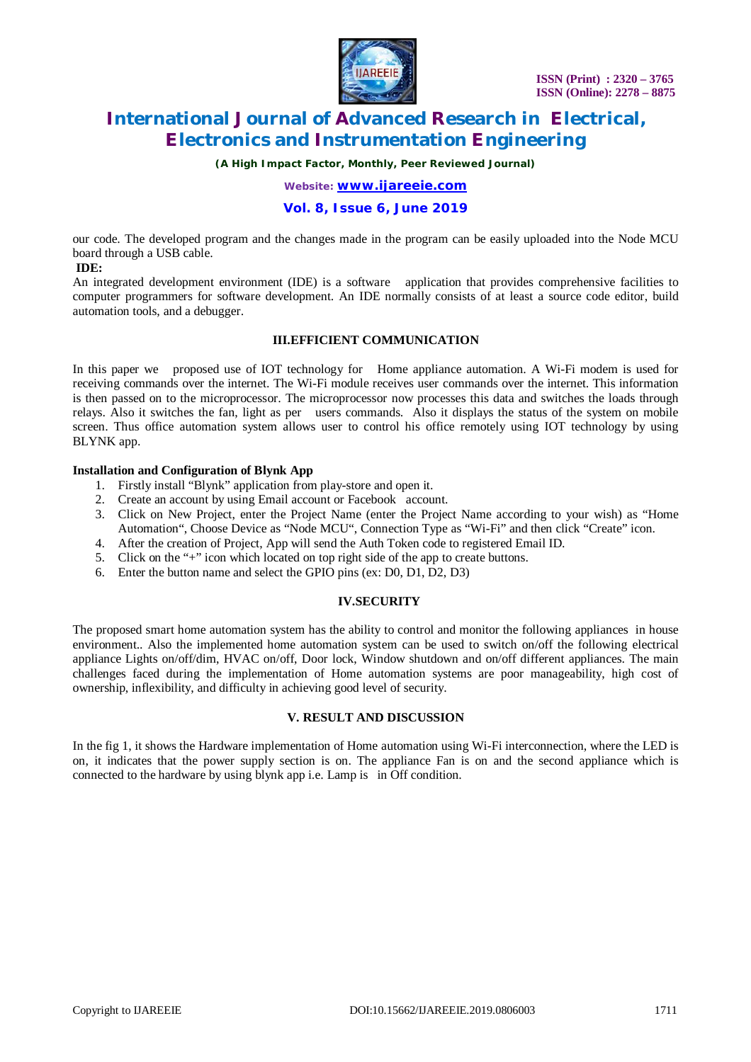our code. The developed program and the changes made in the program can be easily uploaded into the Node MCU board through a USB cable.

**IDE:**

An integrated development environment (IDE) is a software application that provides comprehensive facilities to computer programmers for software development. An IDE normally consists of at least a source code editor, build automation tools, and a debugger.

## III.EFFICIENT COMMUNICATION

In this paper we proposed use of IOT technology for Home appliance automation. A Wi-Fi modem is used for receiving commands over the internet. The Wi-Fi module receives user commands over the internet. This information is then passed on to the microprocessor. The microprocessor now processes this data and switches the loads through relays. Also it switches the fan, light as per users commands. Also it displays the status of the system on mobile screen. Thus office automation system allows user to control his office remotely using IOT technology by using BLYNK app.

**Installation and Configuration of Blynk App**

1. Firstly install "Blynk" application from play-store and open it.
2. Create an account by using Email account or Facebook account.
3. Click on New Project, enter the Project Name (enter the Project Name according to your wish) as "Home Automation", Choose Device as "Node MCU", Connection Type as "Wi-Fi" and then click "Create" icon.
4. After the creation of Project, App will send the Auth Token code to registered Email ID.
5. Click on the "+" icon which located on top right side of the app to create buttons.
6. Enter the button name and select the GPIO pins (ex: D0, D1, D2, D3)

## IV.SECURITY

The proposed smart home automation system has the ability to control and monitor the following appliances in house environment.. Also the implemented home automation system can be used to switch on/off the following electrical appliance Lights on/off/dim, HVAC on/off, Door lock, Window shutdown and on/off different appliances. The main challenges faced during the implementation of Home automation systems are poor manageability, high cost of ownership, inflexibility, and difficulty in achieving good level of security.

## V. RESULT AND DISCUSSION

In the fig 1, it shows the Hardware implementation of Home automation using Wi-Fi interconnection, where the LED is on, it indicates that the power supply section is on. The appliance Fan is on and the second appliance which is connected to the hardware by using blynk app i.e. Lamp is in Off condition.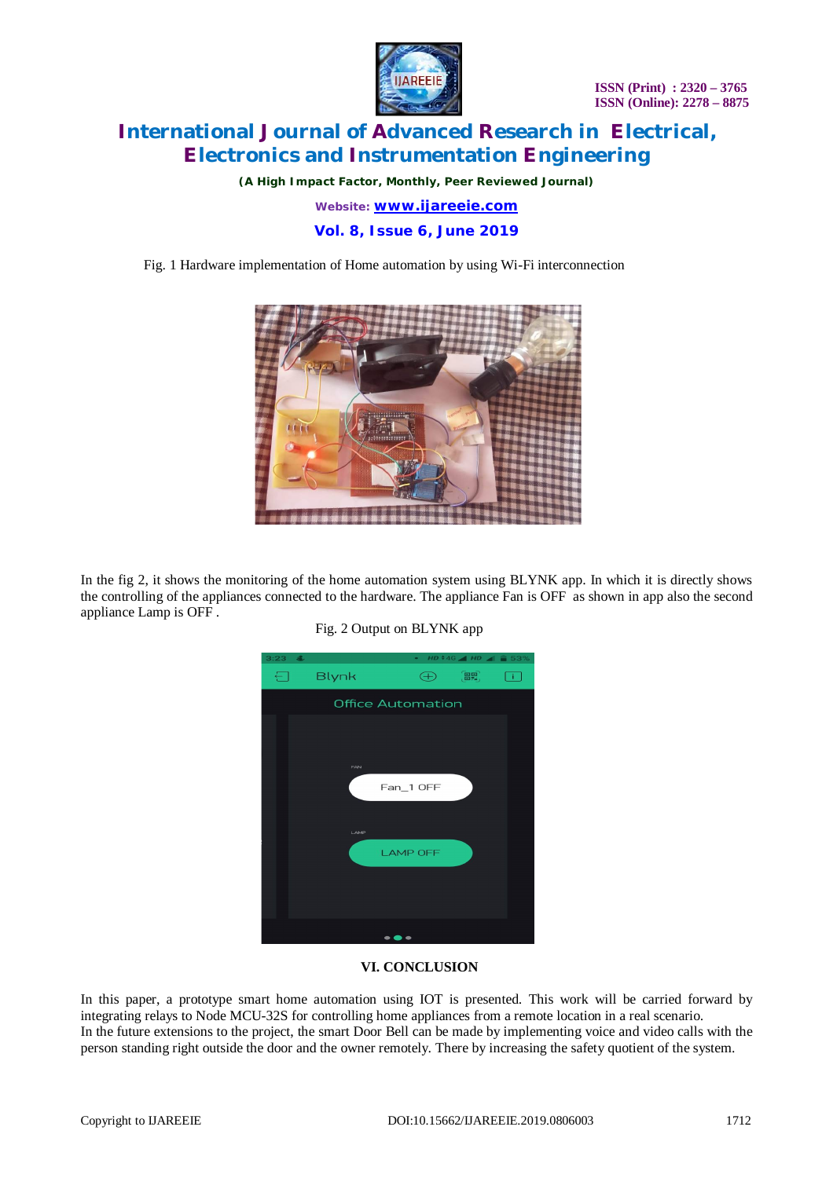Fig. 1 Hardware implementation of Home automation by using Wi-Fi interconnection

In the fig 2, it shows the monitoring of the home automation system using BLYNK app. In which it is directly shows the controlling of the appliances connected to the hardware. The appliance Fan is OFF as shown in app also the second appliance Lamp is OFF .

Fig. 2 Output on BLYNK app

## VI. CONCLUSION

In this paper, a prototype smart home automation using IOT is presented. This work will be carried forward by integrating relays to Node MCU-32S for controlling home appliances from a remote location in a real scenario.
In the future extensions to the project, the smart Door Bell can be made by implementing voice and video calls with the person standing right outside the door and the owner remotely. There by increasing the safety quotient of the system.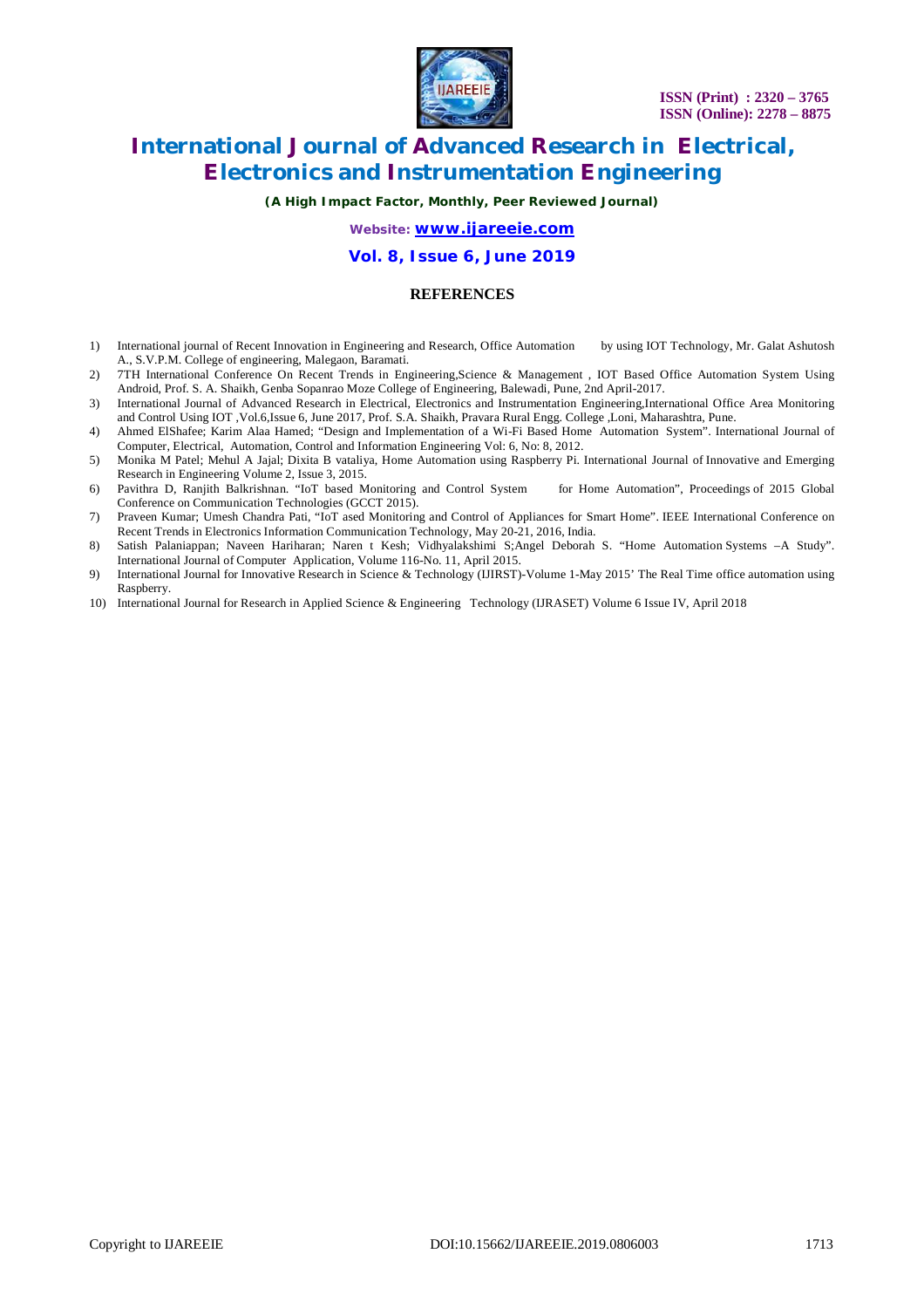## REFERENCES

1) International journal of Recent Innovation in Engineering and Research, Office Automation by using IOT Technology, Mr. Galat Ashutosh A., S.V.P.M. College of engineering, Malegaon, Baramati.
2) 7TH International Conference On Recent Trends in Engineering,Science & Management , IOT Based Office Automation System Using Android, Prof. S. A. Shaikh, Genba Sopanrao Moze College of Engineering, Balewadi, Pune, 2nd April-2017.
3) International Journal of Advanced Research in Electrical, Electronics and Instrumentation Engineering,International Office Area Monitoring and Control Using IOT ,Vol.6,Issue 6, June 2017, Prof. S.A. Shaikh, Pravara Rural Engg. College ,Loni, Maharashtra, Pune.
4) Ahmed ElShafee; Karim Alaa Hamed; "Design and Implementation of a Wi-Fi Based Home Automation System". International Journal of Computer, Electrical, Automation, Control and Information Engineering Vol: 6, No: 8, 2012.
5) Monika M Patel; Mehul A Jajal; Dixita B vataliya, Home Automation using Raspberry Pi. International Journal of Innovative and Emerging Research in Engineering Volume 2, Issue 3, 2015.
6) Pavithra D, Ranjith Balkrishnan. "IoT based Monitoring and Control System for Home Automation", Proceedings of 2015 Global Conference on Communication Technologies (GCCT 2015).
7) Praveen Kumar; Umesh Chandra Pati, "IoT ased Monitoring and Control of Appliances for Smart Home". IEEE International Conference on Recent Trends in Electronics Information Communication Technology, May 20-21, 2016, India.
8) Satish Palaniappan; Naveen Hariharan; Naren t Kesh; Vidhyalakshimi S;Angel Deborah S. "Home Automation Systems –A Study". International Journal of Computer Application, Volume 116-No. 11, April 2015.
9) International Journal for Innovative Research in Science & Technology (IJIRST)-Volume 1-May 2015' The Real Time office automation using Raspberry.
10) International Journal for Research in Applied Science & Engineering Technology (IJRASET) Volume 6 Issue IV, April 2018